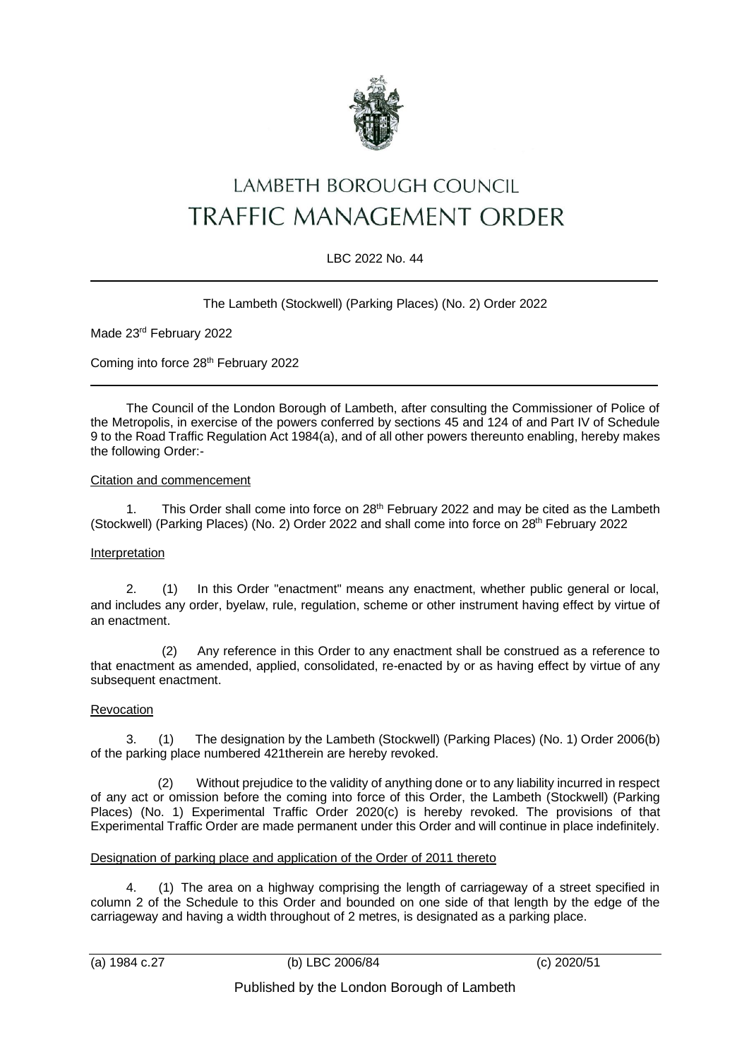# LAMBETH BOROUGH COUNCIL
# TRAFFIC MANAGEMENT ORDER

LBC 2022 No. 44

---

The Lambeth (Stockwell) (Parking Places) (No. 2) Order 2022

Made 23rd February 2022

Coming into force 28th February 2022

---

The Council of the London Borough of Lambeth, after consulting the Commissioner of Police of the Metropolis, in exercise of the powers conferred by sections 45 and 124 of and Part IV of Schedule 9 to the Road Traffic Regulation Act 1984(a), and of all other powers thereunto enabling, hereby makes the following Order:-

Citation and commencement

1. This Order shall come into force on 28th February 2022 and may be cited as the Lambeth (Stockwell) (Parking Places) (No. 2) Order 2022 and shall come into force on 28th February 2022

Interpretation

2. (1) In this Order "enactment" means any enactment, whether public general or local, and includes any order, byelaw, rule, regulation, scheme or other instrument having effect by virtue of an enactment.

(2) Any reference in this Order to any enactment shall be construed as a reference to that enactment as amended, applied, consolidated, re-enacted by or as having effect by virtue of any subsequent enactment.

Revocation

3. (1) The designation by the Lambeth (Stockwell) (Parking Places) (No. 1) Order 2006(b) of the parking place numbered 421therein are hereby revoked.

(2) Without prejudice to the validity of anything done or to any liability incurred in respect of any act or omission before the coming into force of this Order, the Lambeth (Stockwell) (Parking Places) (No. 1) Experimental Traffic Order 2020(c) is hereby revoked. The provisions of that Experimental Traffic Order are made permanent under this Order and will continue in place indefinitely.

Designation of parking place and application of the Order of 2011 thereto

4. (1) The area on a highway comprising the length of carriageway of a street specified in column 2 of the Schedule to this Order and bounded on one side of that length by the edge of the carriageway and having a width throughout of 2 metres, is designated as a parking place.

---

(a) 1984 c.27 (b) LBC 2006/84 (c) 2020/51

Published by the London Borough of Lambeth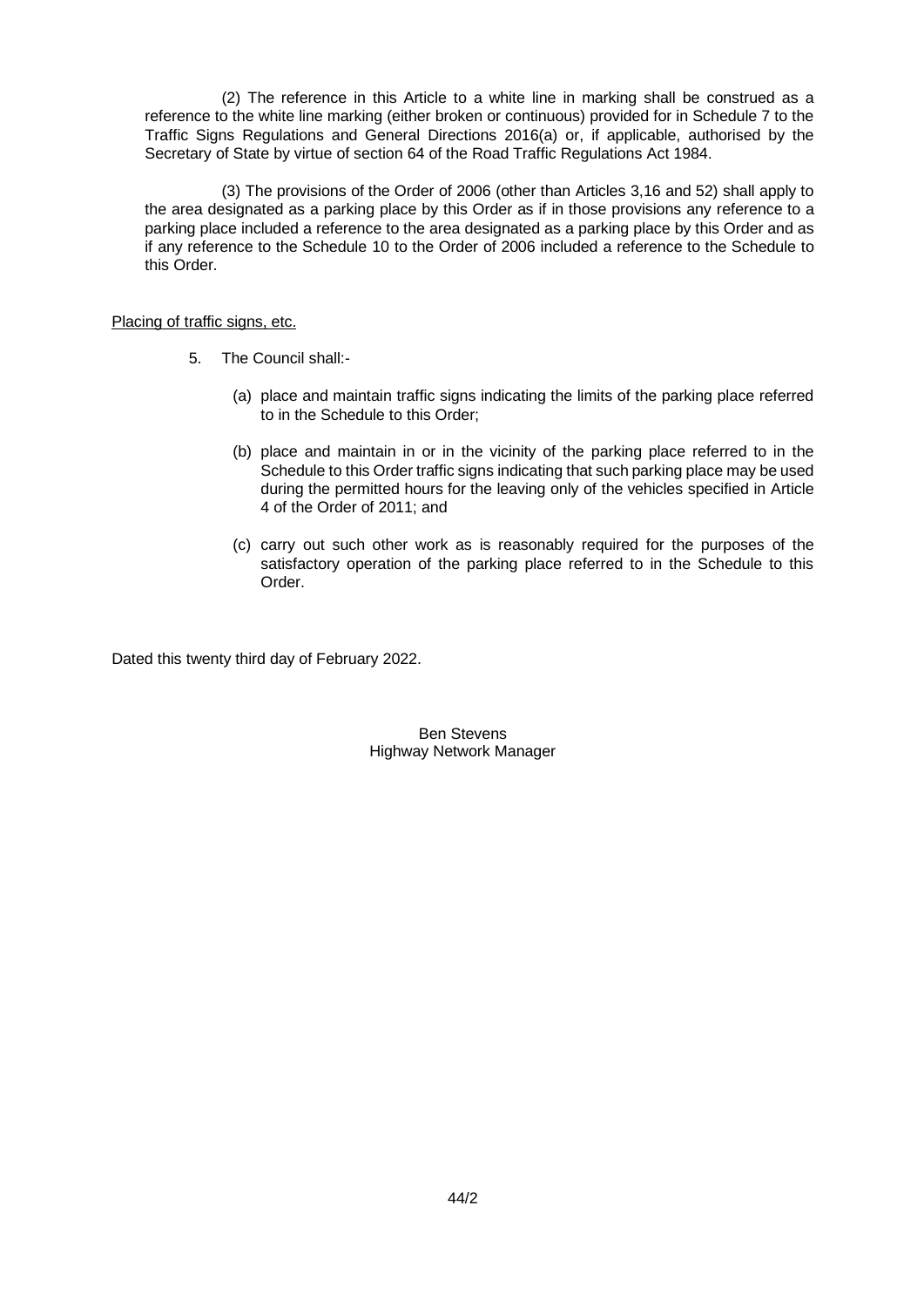(2) The reference in this Article to a white line in marking shall be construed as a reference to the white line marking (either broken or continuous) provided for in Schedule 7 to the Traffic Signs Regulations and General Directions 2016(a) or, if applicable, authorised by the Secretary of State by virtue of section 64 of the Road Traffic Regulations Act 1984.

(3) The provisions of the Order of 2006 (other than Articles 3,16 and 52) shall apply to the area designated as a parking place by this Order as if in those provisions any reference to a parking place included a reference to the area designated as a parking place by this Order and as if any reference to the Schedule 10 to the Order of 2006 included a reference to the Schedule to this Order.

Placing of traffic signs, etc.

5. The Council shall:-

   (a) place and maintain traffic signs indicating the limits of the parking place referred to in the Schedule to this Order;

   (b) place and maintain in or in the vicinity of the parking place referred to in the Schedule to this Order traffic signs indicating that such parking place may be used during the permitted hours for the leaving only of the vehicles specified in Article 4 of the Order of 2011; and

   (c) carry out such other work as is reasonably required for the purposes of the satisfactory operation of the parking place referred to in the Schedule to this Order.

Dated this twenty third day of February 2022.

Ben Stevens
Highway Network Manager

44/2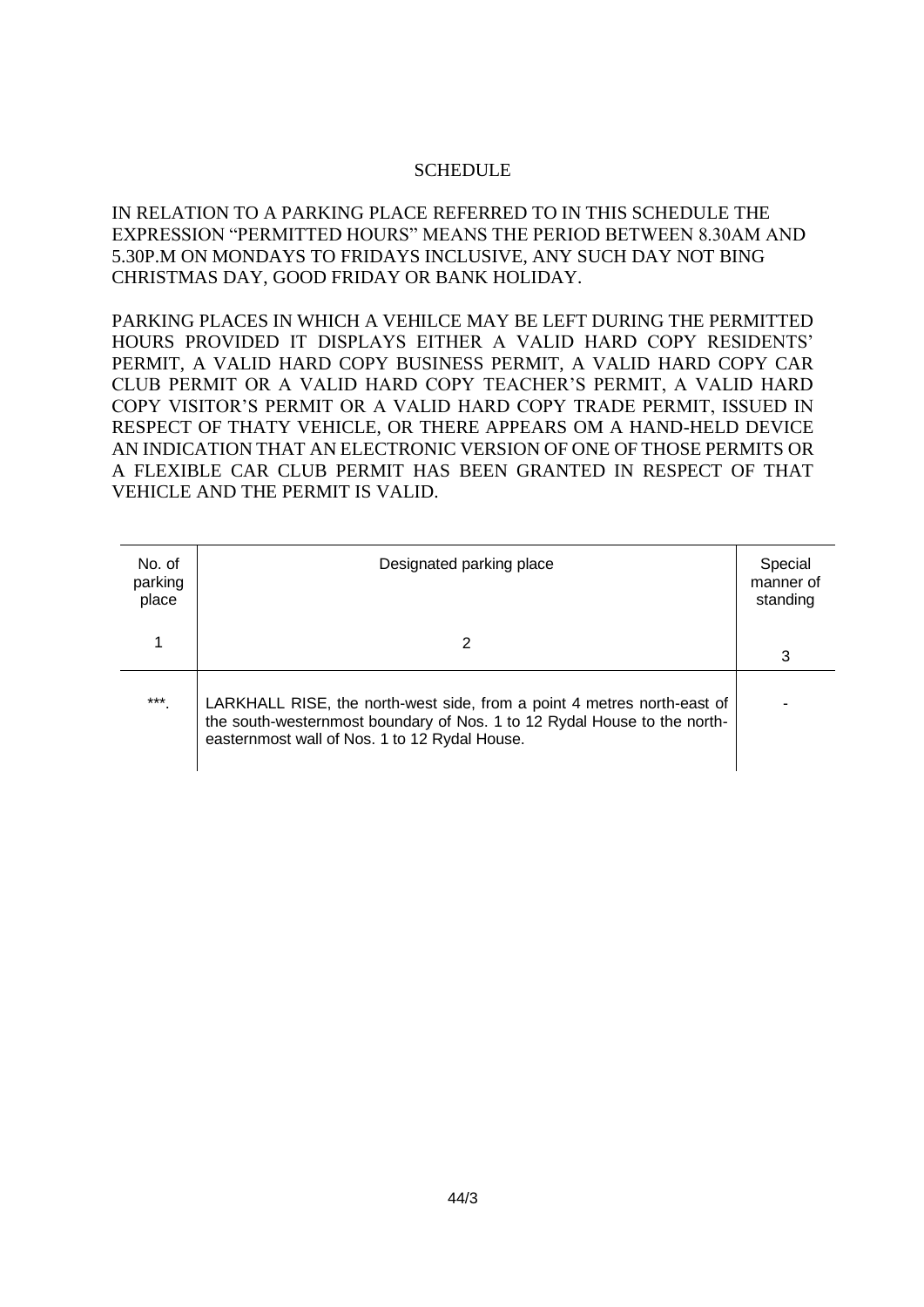# SCHEDULE

IN RELATION TO A PARKING PLACE REFERRED TO IN THIS SCHEDULE THE EXPRESSION "PERMITTED HOURS" MEANS THE PERIOD BETWEEN 8.30AM AND 5.30P.M ON MONDAYS TO FRIDAYS INCLUSIVE, ANY SUCH DAY NOT BING CHRISTMAS DAY, GOOD FRIDAY OR BANK HOLIDAY.

PARKING PLACES IN WHICH A VEHILCE MAY BE LEFT DURING THE PERMITTED HOURS PROVIDED IT DISPLAYS EITHER A VALID HARD COPY RESIDENTS' PERMIT, A VALID HARD COPY BUSINESS PERMIT, A VALID HARD COPY CAR CLUB PERMIT OR A VALID HARD COPY TEACHER'S PERMIT, A VALID HARD COPY VISITOR'S PERMIT OR A VALID HARD COPY TRADE PERMIT, ISSUED IN RESPECT OF THATY VEHICLE, OR THERE APPEARS OM A HAND-HELD DEVICE AN INDICATION THAT AN ELECTRONIC VERSION OF ONE OF THOSE PERMITS OR A FLEXIBLE CAR CLUB PERMIT HAS BEEN GRANTED IN RESPECT OF THAT VEHICLE AND THE PERMIT IS VALID.

| No. of parking place | Designated parking place | Special manner of standing |
|---|---|---|
| 1 | 2 | 3 |
| ***. | LARKHALL RISE, the north-west side, from a point 4 metres north-east of the south-westernmost boundary of Nos. 1 to 12 Rydal House to the north-easternmost wall of Nos. 1 to 12 Rydal House. | - |